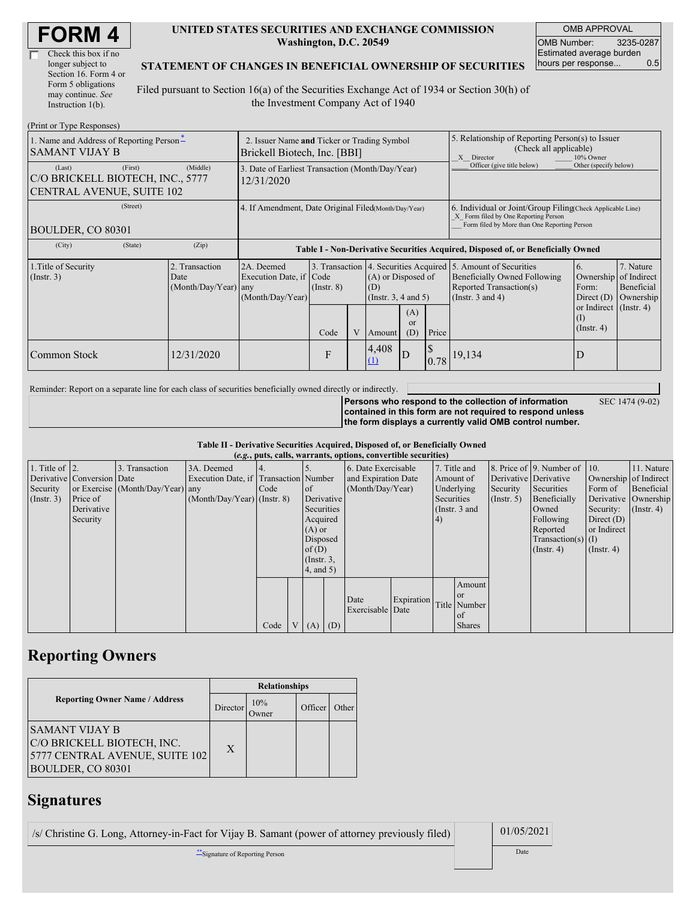# FORM 4

☐ Check this box if no longer subject to Section 16. Form 4 or Form 5 obligations may continue. *See* Instruction 1(b).

**UNITED STATES SECURITIES AND EXCHANGE COMMISSION**
**Washington, D.C. 20549**

**STATEMENT OF CHANGES IN BENEFICIAL OWNERSHIP OF SECURITIES**

Filed pursuant to Section 16(a) of the Securities Exchange Act of 1934 or Section 30(h) of the Investment Company Act of 1940

| OMB APPROVAL | |
|---|---|
| OMB Number: | 3235-0287 |
| Estimated average burden hours per response... | 0.5 |

(Print or Type Responses)

| 1. Name and Address of Reporting Person * | 2. Issuer Name and Ticker or Trading Symbol | 5. Relationship of Reporting Person(s) to Issuer (Check all applicable) |
|---|---|---|
| SAMANT VIJAY B | Brickell Biotech, Inc. [BBI] | _X_ Director ___ 10% Owner ___ Officer (give title below) ___ Other (specify below) |
| (Last) (First) (Middle) C/O BRICKELL BIOTECH, INC., 5777 CENTRAL AVENUE, SUITE 102 | 3. Date of Earliest Transaction (Month/Day/Year) 12/31/2020 | |
| (Street) BOULDER, CO 80301 | 4. If Amendment, Date Original Filed (Month/Day/Year) | 6. Individual or Joint/Group Filing (Check Applicable Line) _X_ Form filed by One Reporting Person ___ Form filed by More than One Reporting Person |
| (City) (State) (Zip) | | |

**Table I - Non-Derivative Securities Acquired, Disposed of, or Beneficially Owned**

| 1.Title of Security (Instr. 3) | 2. Transaction Date (Month/Day/Year) | 2A. Deemed Execution Date, if any (Month/Day/Year) | 3. Transaction Code (Instr. 8) | | 4. Securities Acquired (A) or Disposed of (D) (Instr. 3, 4 and 5) | | | 5. Amount of Securities Beneficially Owned Following Reported Transaction(s) (Instr. 3 and 4) | 6. Ownership Form: Direct (D) or Indirect (I) (Instr. 4) | 7. Nature of Indirect Beneficial Ownership (Instr. 4) |
|---|---|---|---|---|---|---|---|---|---|---|
| | | | Code | V | Amount | (A) or (D) | Price | | | |
| Common Stock | 12/31/2020 | | F | | 4,408 (1) | D | $ 0.78 | 19,134 | D | |

Reminder: Report on a separate line for each class of securities beneficially owned directly or indirectly.

**Persons who respond to the collection of information contained in this form are not required to respond unless the form displays a currently valid OMB control number.** SEC 1474 (9-02)

**Table II - Derivative Securities Acquired, Disposed of, or Beneficially Owned**
***(e.g., puts, calls, warrants, options, convertible securities)***

| 1. Title of Derivative Security (Instr. 3) | 2. Conversion or Exercise Price of Derivative Security | 3. Transaction Date (Month/Day/Year) | 3A. Deemed Execution Date, if any (Month/Day/Year) | 4. Transaction Code (Instr. 8) | | 5. Number of Derivative Securities Acquired (A) or Disposed of (D) (Instr. 3, 4, and 5) | | 6. Date Exercisable and Expiration Date (Month/Day/Year) | | 7. Title and Amount of Underlying Securities (Instr. 3 and 4) | | 8. Price of Derivative Security (Instr. 5) | 9. Number of Derivative Securities Beneficially Owned Following Reported Transaction(s) (Instr. 4) | 10. Ownership Form of Derivative Security: Direct (D) or Indirect (I) (Instr. 4) | 11. Nature of Indirect Beneficial Ownership (Instr. 4) |
|---|---|---|---|---|---|---|---|---|---|---|---|---|---|---|---|
| | | | | Code | V | (A) | (D) | Date Exercisable | Expiration Date | Title | Amount or Number of Shares | | | | |

## Reporting Owners

| Reporting Owner Name / Address | Relationships | | | |
|---|---|---|---|---|
| | Director | 10% Owner | Officer | Other |
| SAMANT VIJAY B C/O BRICKELL BIOTECH, INC. 5777 CENTRAL AVENUE, SUITE 102 BOULDER, CO 80301 | X | | | |

## Signatures

| /s/ Christine G. Long, Attorney-in-Fact for Vijay B. Samant (power of attorney previously filed) | 01/05/2021 |
|---|---|
| ** Signature of Reporting Person | Date |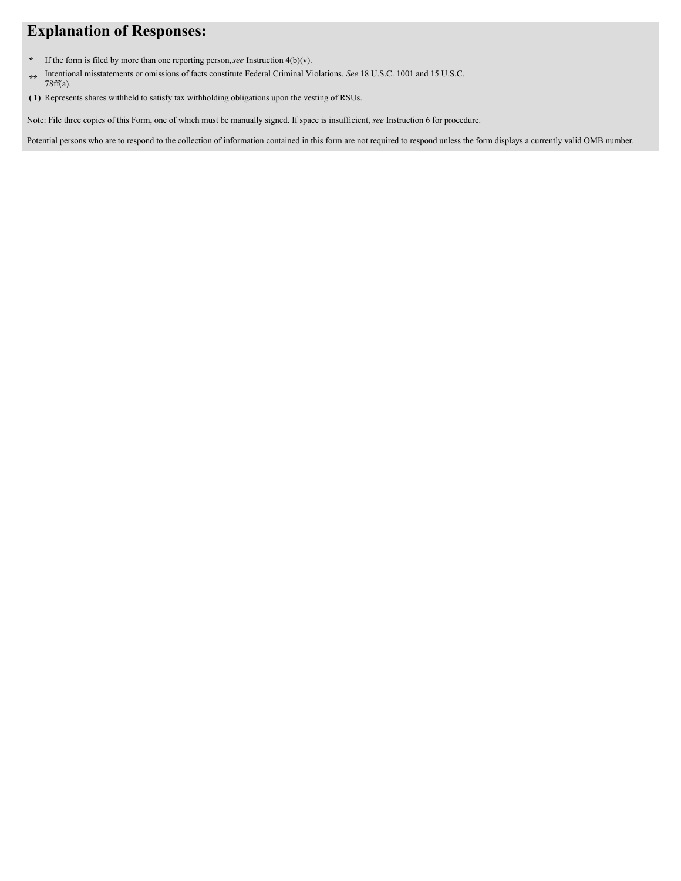# Explanation of Responses:

\* If the form is filed by more than one reporting person, *see* Instruction 4(b)(v).

** Intentional misstatements or omissions of facts constitute Federal Criminal Violations. *See* 18 U.S.C. 1001 and 15 U.S.C. 78ff(a).

**( 1)** Represents shares withheld to satisfy tax withholding obligations upon the vesting of RSUs.

Note: File three copies of this Form, one of which must be manually signed. If space is insufficient, *see* Instruction 6 for procedure.

Potential persons who are to respond to the collection of information contained in this form are not required to respond unless the form displays a currently valid OMB number.